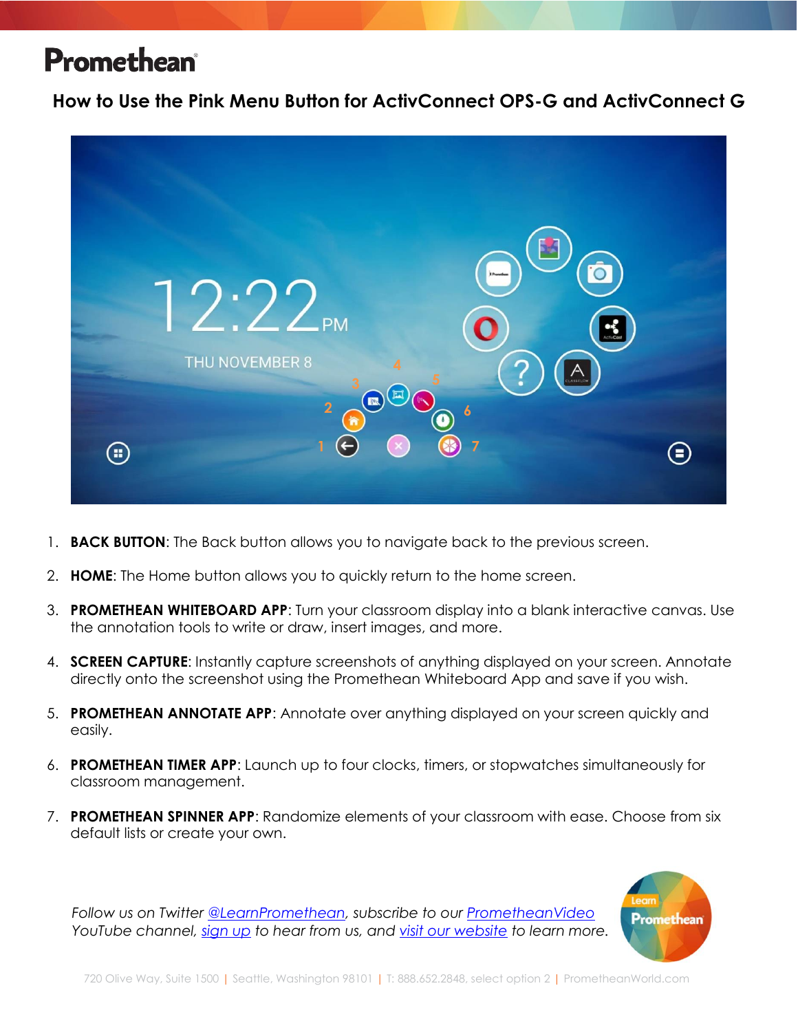# Promethean

## How to Use the Pink Menu Button for ActivConnect OPS-G and ActivConnect G

1. **BACK BUTTON**: The Back button allows you to navigate back to the previous screen.

2. **HOME**: The Home button allows you to quickly return to the home screen.

3. **PROMETHEAN WHITEBOARD APP**: Turn your classroom display into a blank interactive canvas. Use the annotation tools to write or draw, insert images, and more.

4. **SCREEN CAPTURE**: Instantly capture screenshots of anything displayed on your screen. Annotate directly onto the screenshot using the Promethean Whiteboard App and save if you wish.

5. **PROMETHEAN ANNOTATE APP**: Annotate over anything displayed on your screen quickly and easily.

6. **PROMETHEAN TIMER APP**: Launch up to four clocks, timers, or stopwatches simultaneously for classroom management.

7. **PROMETHEAN SPINNER APP**: Randomize elements of your classroom with ease. Choose from six default lists or create your own.

*Follow us on Twitter @LearnPromethean, subscribe to our PrometheanVideo YouTube channel, sign up to hear from us, and visit our website to learn more.*

720 Olive Way, Suite 1500 | Seattle, Washington 98101 | T: 888.652.2848, select option 2 | PrometheanWorld.com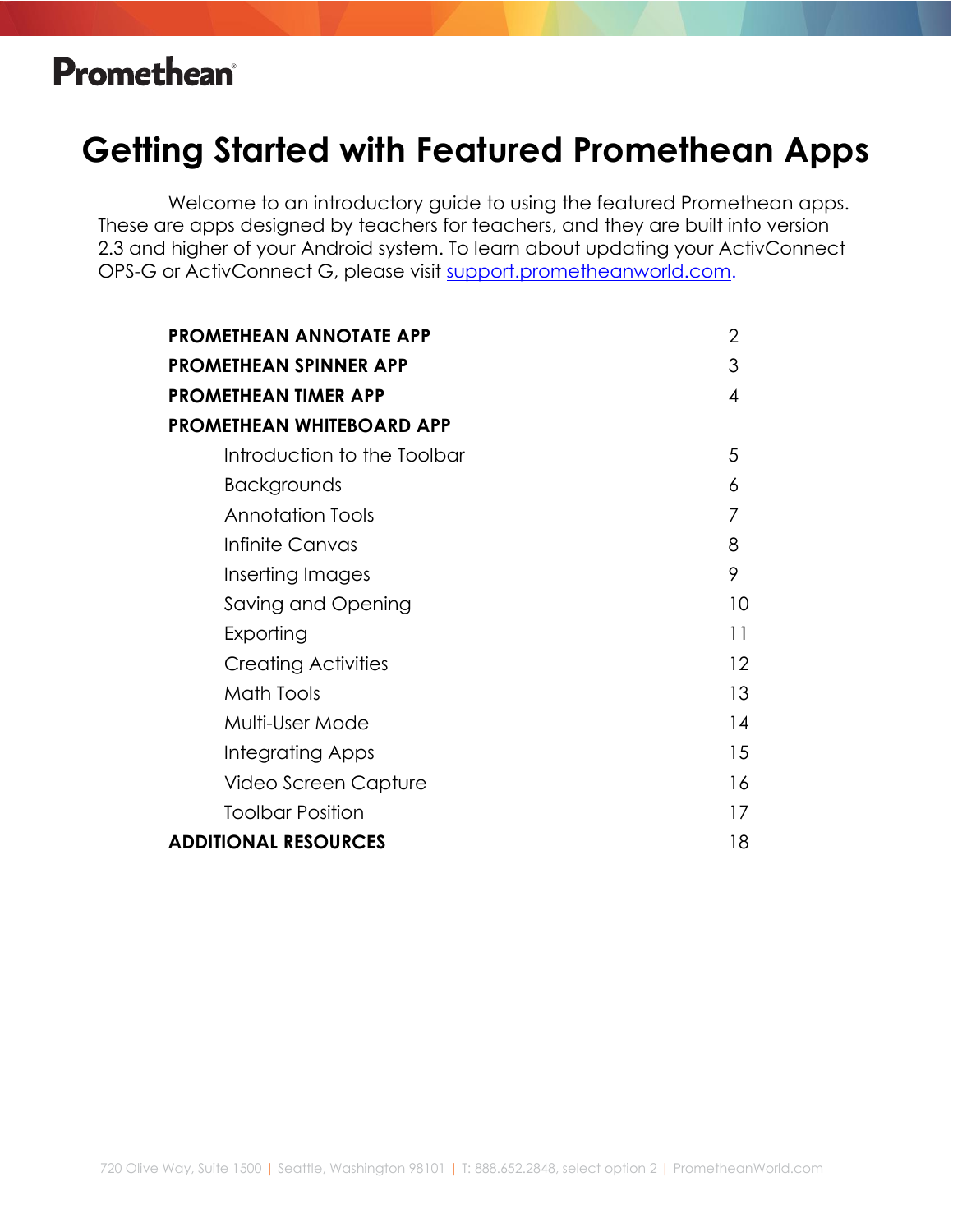**Promethean**

# Getting Started with Featured Promethean Apps

Welcome to an introductory guide to using the featured Promethean apps. These are apps designed by teachers for teachers, and they are built into version 2.3 and higher of your Android system. To learn about updating your ActivConnect OPS-G or ActivConnect G, please visit [support.prometheanworld.com](support.prometheanworld.com).

| | |
|---|---|
| **PROMETHEAN ANNOTATE APP** | 2 |
| **PROMETHEAN SPINNER APP** | 3 |
| **PROMETHEAN TIMER APP** | 4 |
| **PROMETHEAN WHITEBOARD APP** | |
| Introduction to the Toolbar | 5 |
| Backgrounds | 6 |
| Annotation Tools | 7 |
| Infinite Canvas | 8 |
| Inserting Images | 9 |
| Saving and Opening | 10 |
| Exporting | 11 |
| Creating Activities | 12 |
| Math Tools | 13 |
| Multi-User Mode | 14 |
| Integrating Apps | 15 |
| Video Screen Capture | 16 |
| Toolbar Position | 17 |
| **ADDITIONAL RESOURCES** | 18 |

720 Olive Way, Suite 1500 | Seattle, Washington 98101 | T: 888.652.2848, select option 2 | PrometheanWorld.com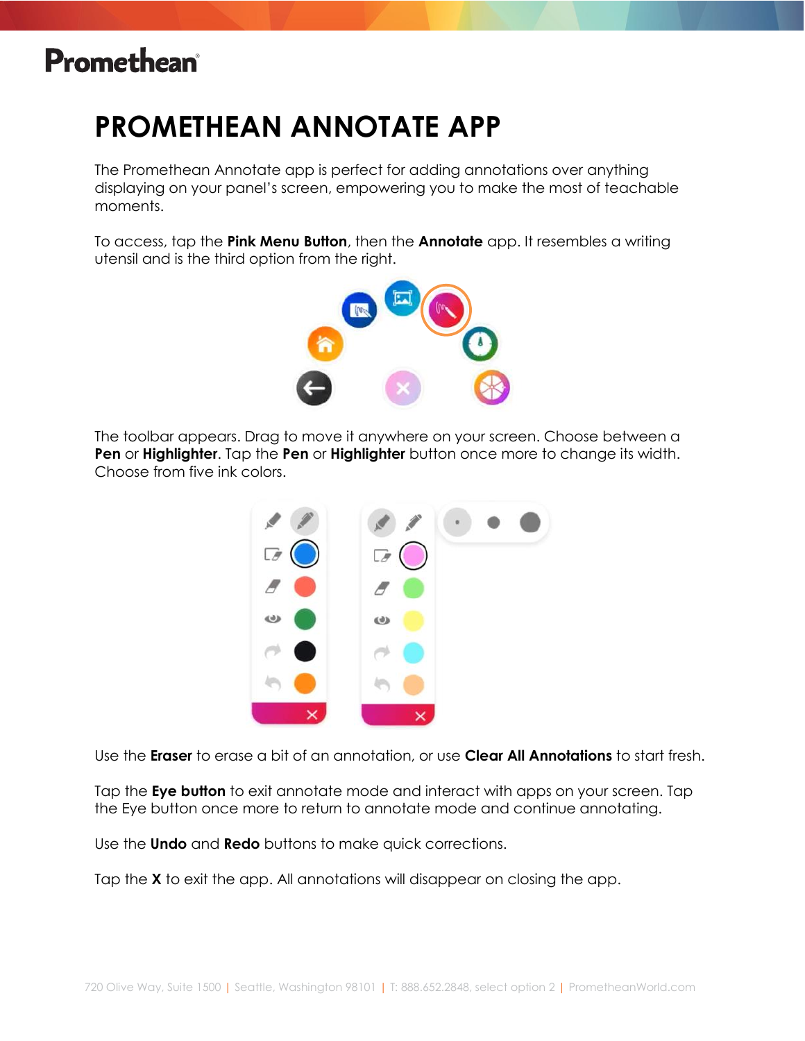# PROMETHEAN ANNOTATE APP

The Promethean Annotate app is perfect for adding annotations over anything displaying on your panel's screen, empowering you to make the most of teachable moments.

To access, tap the **Pink Menu Button**, then the **Annotate** app. It resembles a writing utensil and is the third option from the right.

The toolbar appears. Drag to move it anywhere on your screen. Choose between a **Pen** or **Highlighter**. Tap the **Pen** or **Highlighter** button once more to change its width. Choose from five ink colors.

Use the **Eraser** to erase a bit of an annotation, or use **Clear All Annotations** to start fresh.

Tap the **Eye button** to exit annotate mode and interact with apps on your screen. Tap the Eye button once more to return to annotate mode and continue annotating.

Use the **Undo** and **Redo** buttons to make quick corrections.

Tap the **X** to exit the app. All annotations will disappear on closing the app.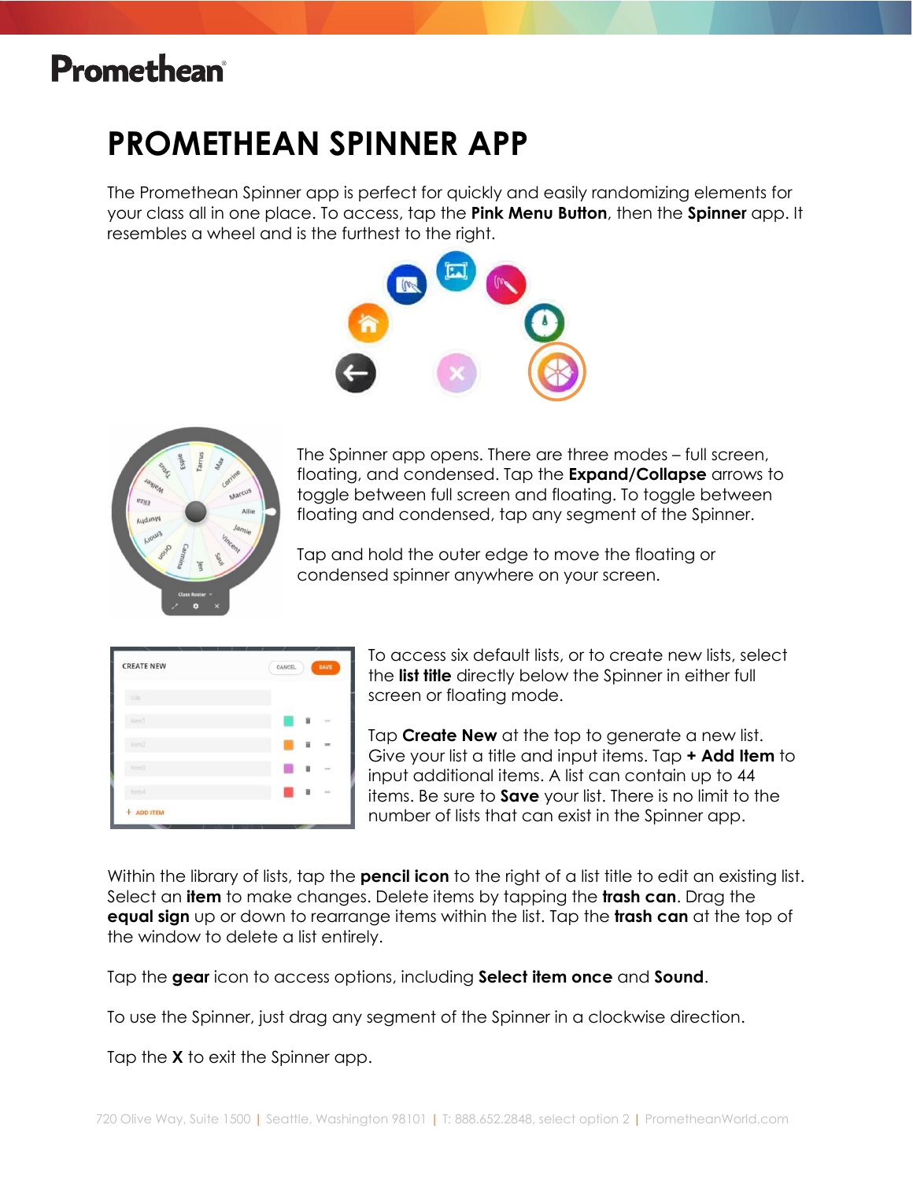# PROMETHEAN SPINNER APP

The Promethean Spinner app is perfect for quickly and easily randomizing elements for your class all in one place. To access, tap the **Pink Menu Button**, then the **Spinner** app. It resembles a wheel and is the furthest to the right.

The Spinner app opens. There are three modes – full screen, floating, and condensed. Tap the **Expand/Collapse** arrows to toggle between full screen and floating. To toggle between floating and condensed, tap any segment of the Spinner.

Tap and hold the outer edge to move the floating or condensed spinner anywhere on your screen.

To access six default lists, or to create new lists, select the **list title** directly below the Spinner in either full screen or floating mode.

Tap **Create New** at the top to generate a new list. Give your list a title and input items. Tap **+ Add Item** to input additional items. A list can contain up to 44 items. Be sure to **Save** your list. There is no limit to the number of lists that can exist in the Spinner app.

Within the library of lists, tap the **pencil icon** to the right of a list title to edit an existing list. Select an **item** to make changes. Delete items by tapping the **trash can**. Drag the **equal sign** up or down to rearrange items within the list. Tap the **trash can** at the top of the window to delete a list entirely.

Tap the **gear** icon to access options, including **Select item once** and **Sound**.

To use the Spinner, just drag any segment of the Spinner in a clockwise direction.

Tap the **X** to exit the Spinner app.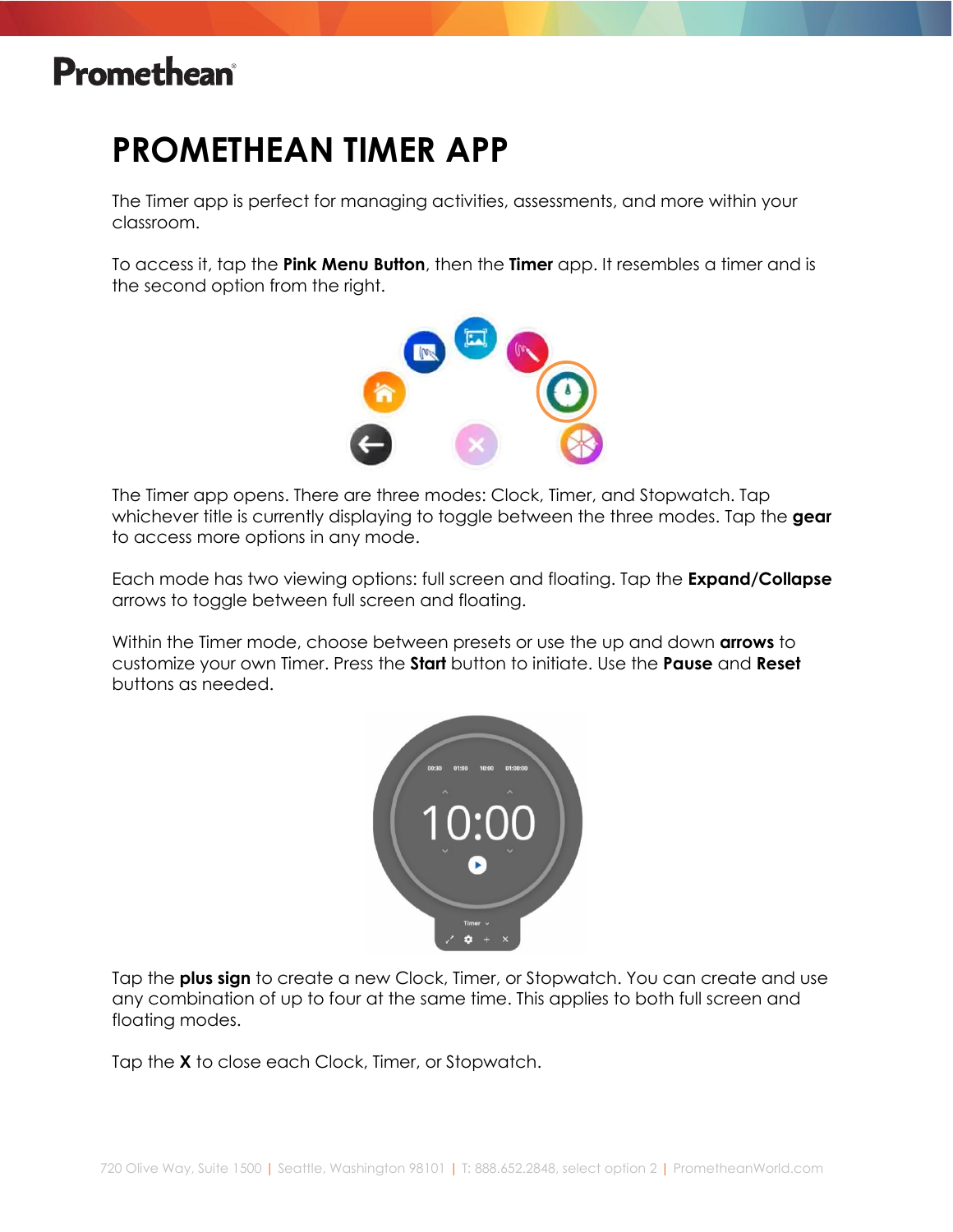# PROMETHEAN TIMER APP

The Timer app is perfect for managing activities, assessments, and more within your classroom.

To access it, tap the **Pink Menu Button**, then the **Timer** app. It resembles a timer and is the second option from the right.

The Timer app opens. There are three modes: Clock, Timer, and Stopwatch. Tap whichever title is currently displaying to toggle between the three modes. Tap the **gear** to access more options in any mode.

Each mode has two viewing options: full screen and floating. Tap the **Expand/Collapse** arrows to toggle between full screen and floating.

Within the Timer mode, choose between presets or use the up and down **arrows** to customize your own Timer. Press the **Start** button to initiate. Use the **Pause** and **Reset** buttons as needed.

Tap the **plus sign** to create a new Clock, Timer, or Stopwatch. You can create and use any combination of up to four at the same time. This applies to both full screen and floating modes.

Tap the **X** to close each Clock, Timer, or Stopwatch.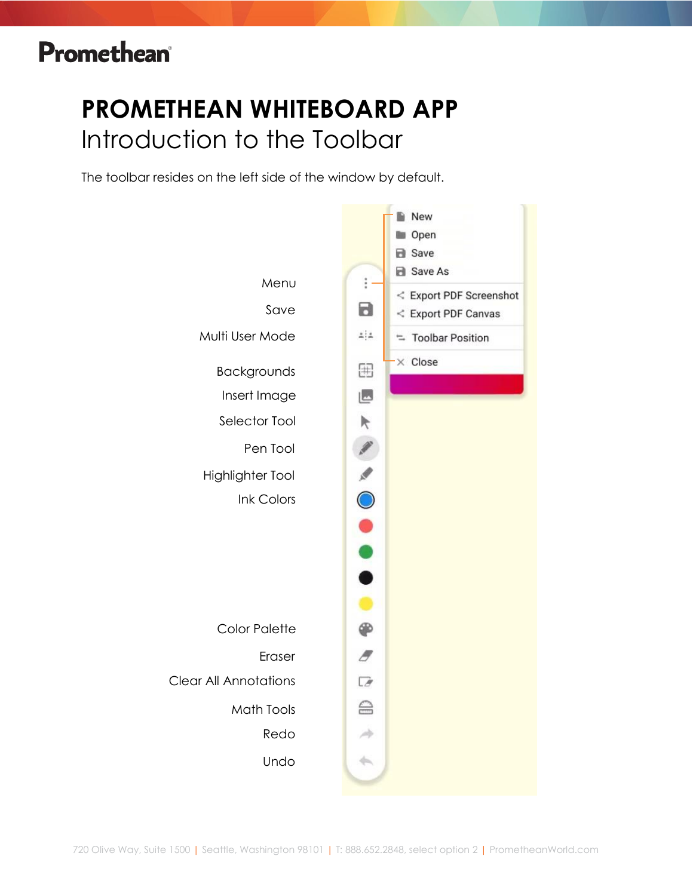# PROMETHEAN WHITEBOARD APP

## Introduction to the Toolbar

The toolbar resides on the left side of the window by default.

- Menu
  - New
  - Open
  - Save
  - Save As
  - Export PDF Screenshot
  - Export PDF Canvas
  - Toolbar Position
  - Close
- Save
- Multi User Mode
- Backgrounds
- Insert Image
- Selector Tool
- Pen Tool
- Highlighter Tool
- Ink Colors
- Color Palette
- Eraser
- Clear All Annotations
- Math Tools
- Redo
- Undo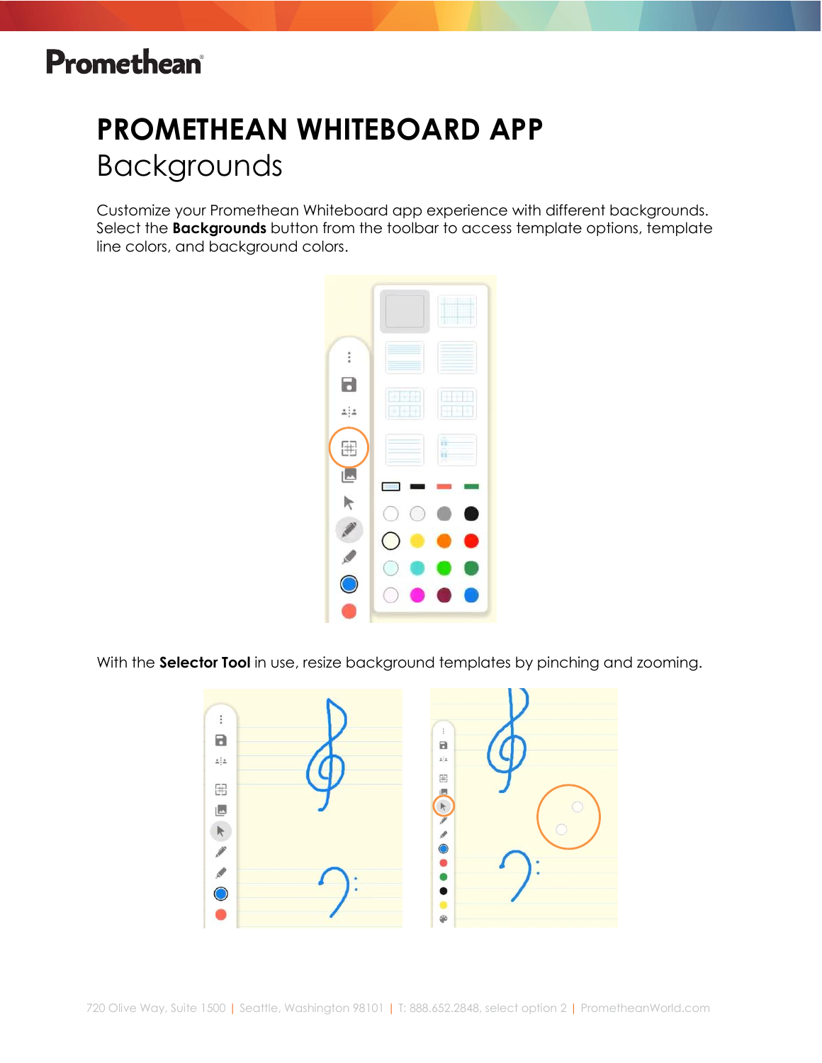# PROMETHEAN WHITEBOARD APP

## Backgrounds

Customize your Promethean Whiteboard app experience with different backgrounds. Select the **Backgrounds** button from the toolbar to access template options, template line colors, and background colors.

With the **Selector Tool** in use, resize background templates by pinching and zooming.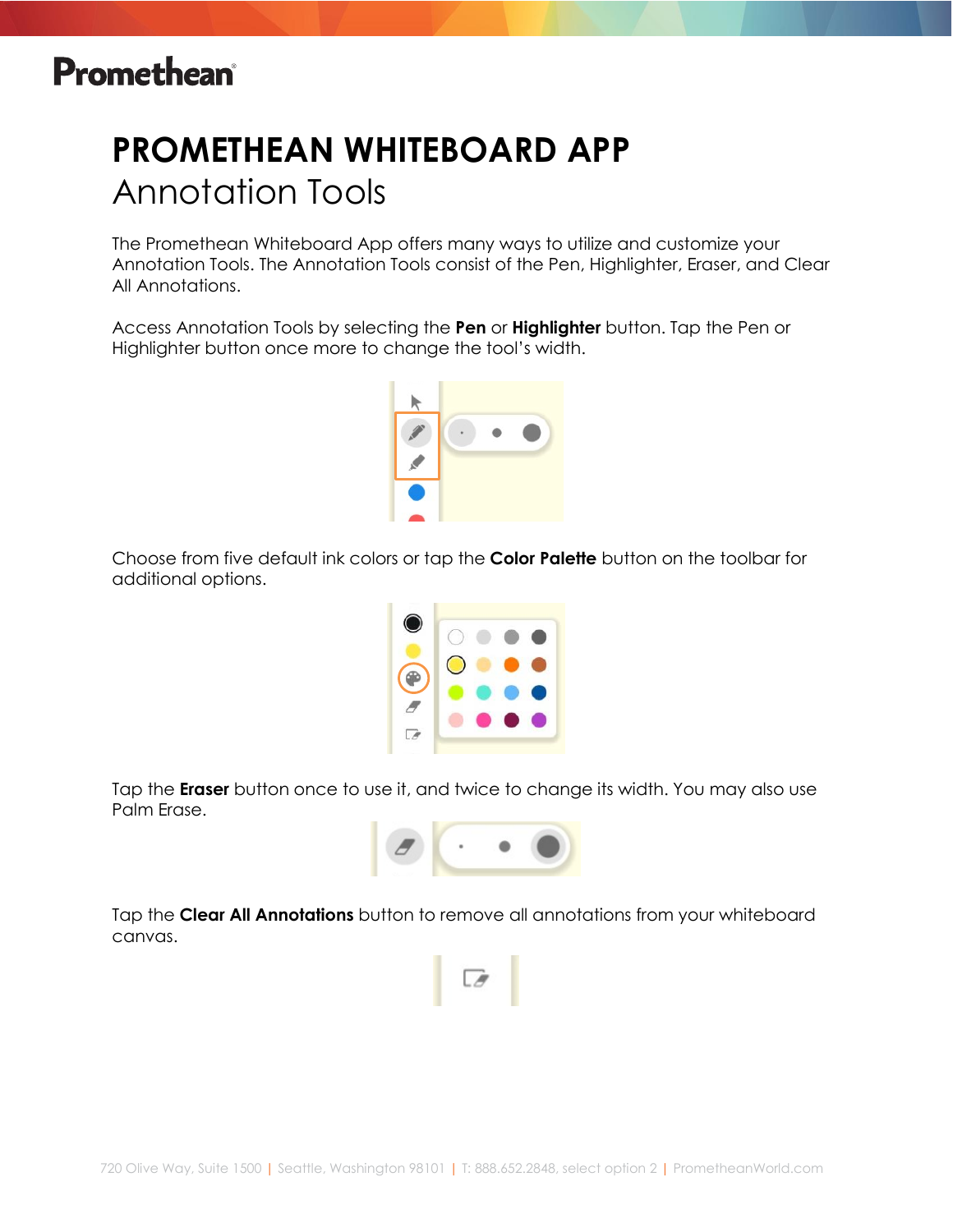# PROMETHEAN WHITEBOARD APP

## Annotation Tools

The Promethean Whiteboard App offers many ways to utilize and customize your Annotation Tools. The Annotation Tools consist of the Pen, Highlighter, Eraser, and Clear All Annotations.

Access Annotation Tools by selecting the **Pen** or **Highlighter** button. Tap the Pen or Highlighter button once more to change the tool's width.

Choose from five default ink colors or tap the **Color Palette** button on the toolbar for additional options.

Tap the **Eraser** button once to use it, and twice to change its width. You may also use Palm Erase.

Tap the **Clear All Annotations** button to remove all annotations from your whiteboard canvas.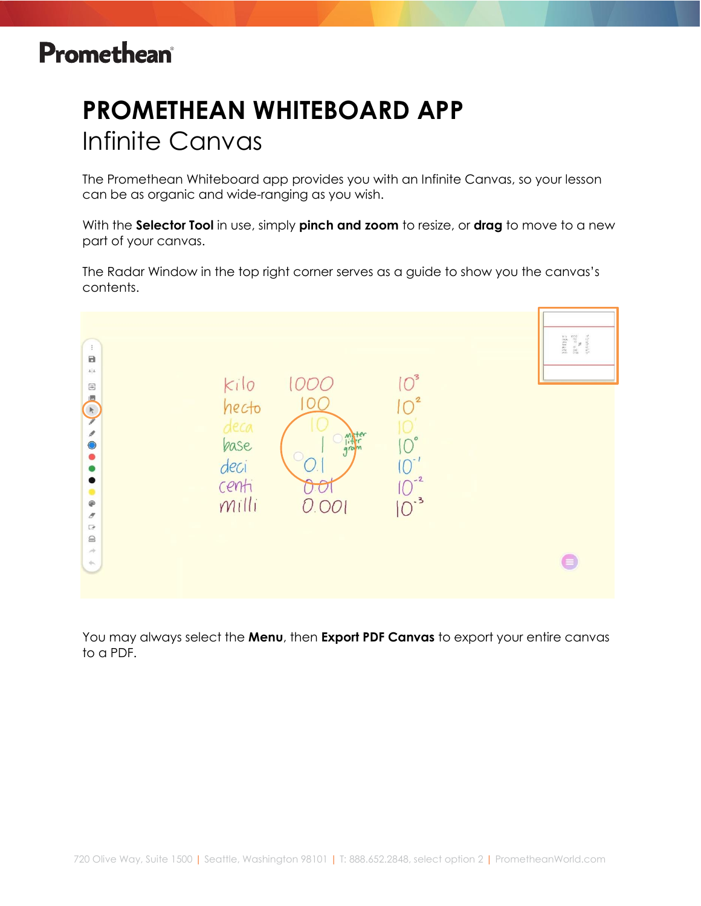# PROMETHEAN WHITEBOARD APP

## Infinite Canvas

The Promethean Whiteboard app provides you with an Infinite Canvas, so your lesson can be as organic and wide-ranging as you wish.

With the **Selector Tool** in use, simply **pinch and zoom** to resize, or **drag** to move to a new part of your canvas.

The Radar Window in the top right corner serves as a guide to show you the canvas's contents.

You may always select the **Menu**, then **Export PDF Canvas** to export your entire canvas to a PDF.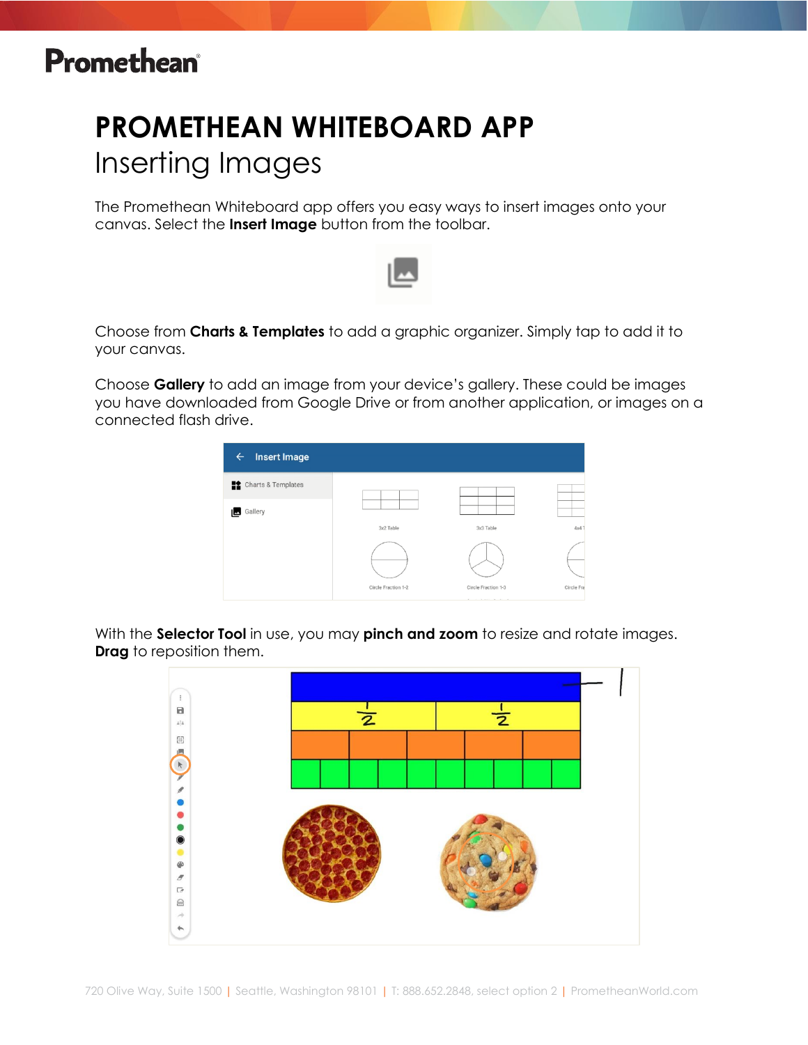# PROMETHEAN WHITEBOARD APP

## Inserting Images

The Promethean Whiteboard app offers you easy ways to insert images onto your canvas. Select the **Insert Image** button from the toolbar.

Choose from **Charts & Templates** to add a graphic organizer. Simply tap to add it to your canvas.

Choose **Gallery** to add an image from your device's gallery. These could be images you have downloaded from Google Drive or from another application, or images on a connected flash drive.

With the **Selector Tool** in use, you may **pinch and zoom** to resize and rotate images. **Drag** to reposition them.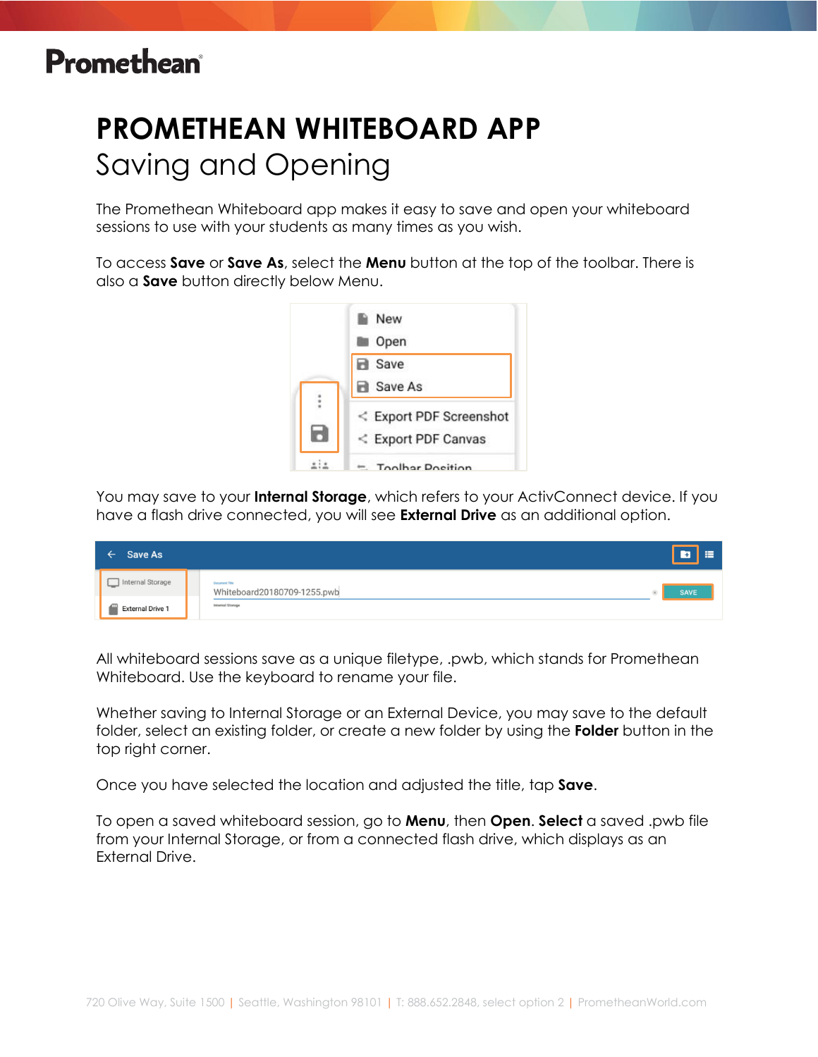# PROMETHEAN WHITEBOARD APP

## Saving and Opening

The Promethean Whiteboard app makes it easy to save and open your whiteboard sessions to use with your students as many times as you wish.

To access **Save** or **Save As**, select the **Menu** button at the top of the toolbar. There is also a **Save** button directly below Menu.

You may save to your **Internal Storage**, which refers to your ActivConnect device. If you have a flash drive connected, you will see **External Drive** as an additional option.

All whiteboard sessions save as a unique filetype, .pwb, which stands for Promethean Whiteboard. Use the keyboard to rename your file.

Whether saving to Internal Storage or an External Device, you may save to the default folder, select an existing folder, or create a new folder by using the **Folder** button in the top right corner.

Once you have selected the location and adjusted the title, tap **Save**.

To open a saved whiteboard session, go to **Menu**, then **Open**. **Select** a saved .pwb file from your Internal Storage, or from a connected flash drive, which displays as an External Drive.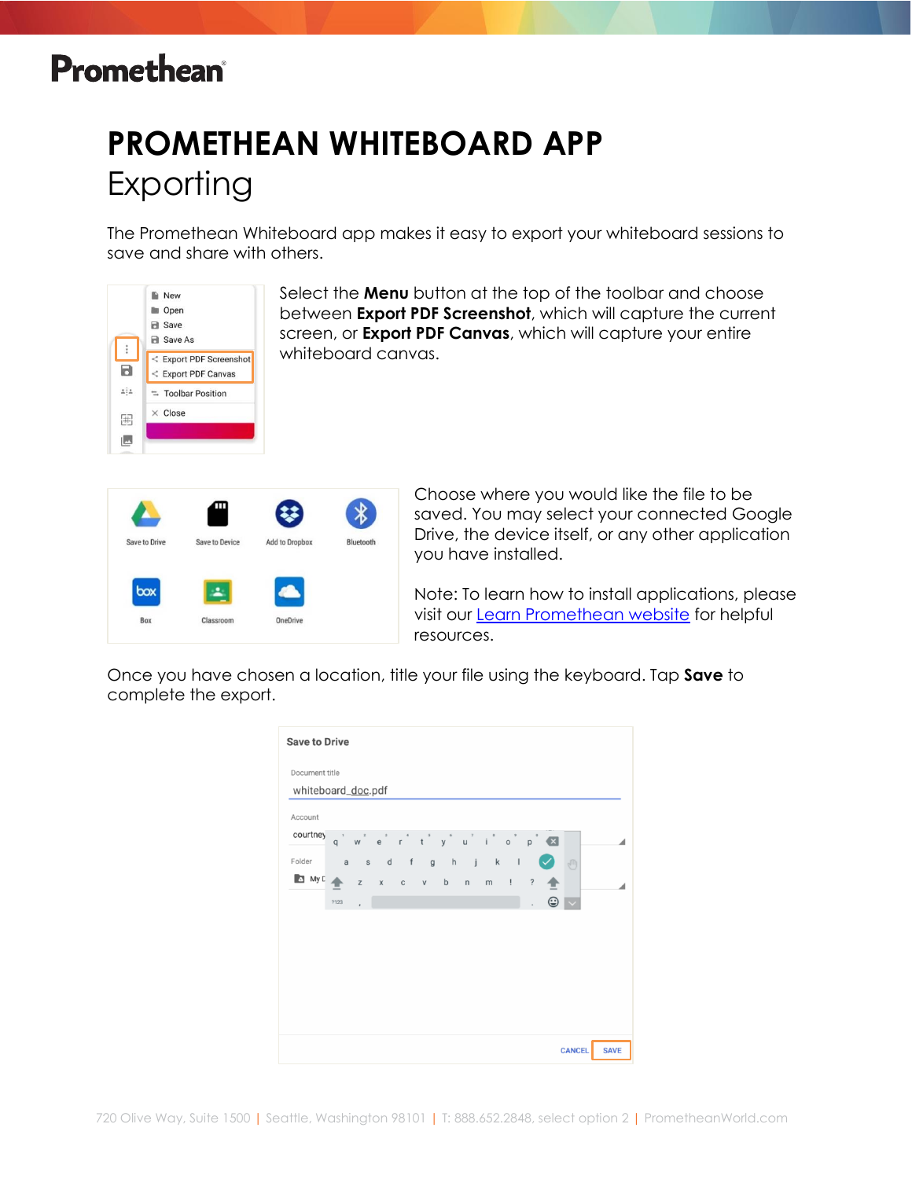# PROMETHEAN WHITEBOARD APP

## Exporting

The Promethean Whiteboard app makes it easy to export your whiteboard sessions to save and share with others.

Select the **Menu** button at the top of the toolbar and choose between **Export PDF Screenshot**, which will capture the current screen, or **Export PDF Canvas**, which will capture your entire whiteboard canvas.

Choose where you would like the file to be saved. You may select your connected Google Drive, the device itself, or any other application you have installed.

Note: To learn how to install applications, please visit our Learn Promethean website for helpful resources.

Once you have chosen a location, title your file using the keyboard. Tap **Save** to complete the export.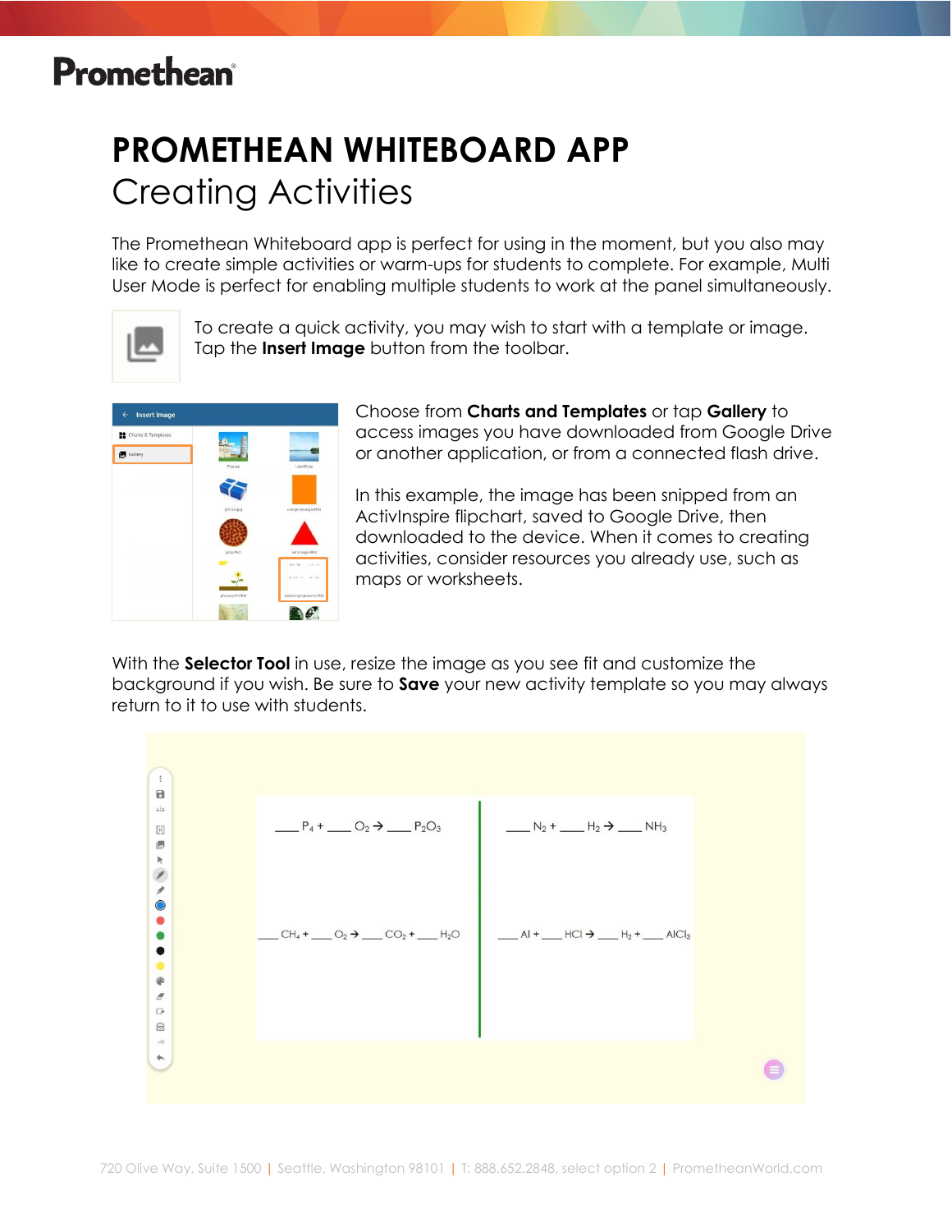# PROMETHEAN WHITEBOARD APP

## Creating Activities

The Promethean Whiteboard app is perfect for using in the moment, but you also may like to create simple activities or warm-ups for students to complete. For example, Multi User Mode is perfect for enabling multiple students to work at the panel simultaneously.

To create a quick activity, you may wish to start with a template or image. Tap the **Insert Image** button from the toolbar.

Choose from **Charts and Templates** or tap **Gallery** to access images you have downloaded from Google Drive or another application, or from a connected flash drive.

In this example, the image has been snipped from an ActivInspire flipchart, saved to Google Drive, then downloaded to the device. When it comes to creating activities, consider resources you already use, such as maps or worksheets.

With the **Selector Tool** in use, resize the image as you see fit and customize the background if you wish. Be sure to **Save** your new activity template so you may always return to it to use with students.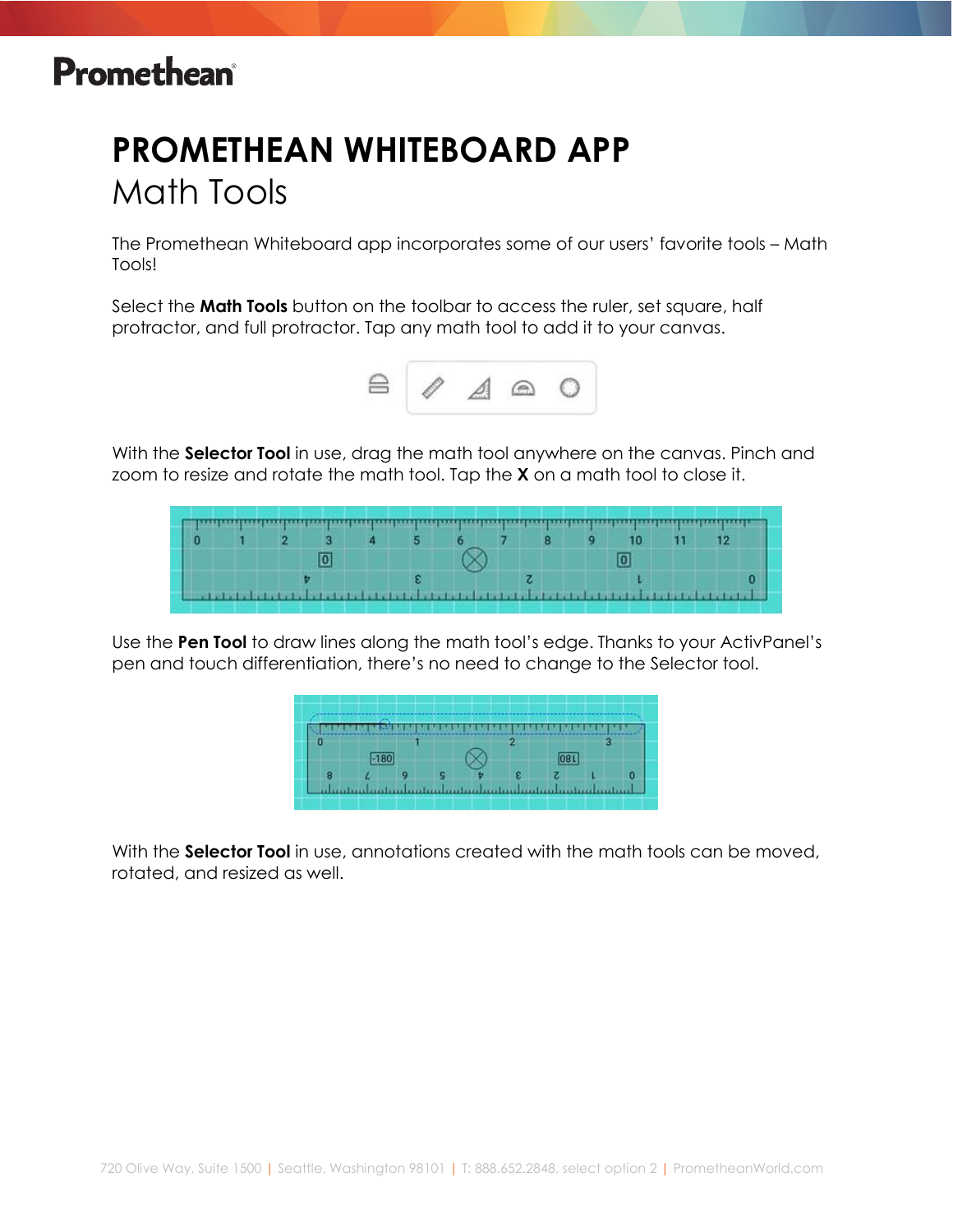# PROMETHEAN WHITEBOARD APP

## Math Tools

The Promethean Whiteboard app incorporates some of our users' favorite tools – Math Tools!

Select the **Math Tools** button on the toolbar to access the ruler, set square, half protractor, and full protractor. Tap any math tool to add it to your canvas.

With the **Selector Tool** in use, drag the math tool anywhere on the canvas. Pinch and zoom to resize and rotate the math tool. Tap the **X** on a math tool to close it.

Use the **Pen Tool** to draw lines along the math tool's edge. Thanks to your ActivPanel's pen and touch differentiation, there's no need to change to the Selector tool.

With the **Selector Tool** in use, annotations created with the math tools can be moved, rotated, and resized as well.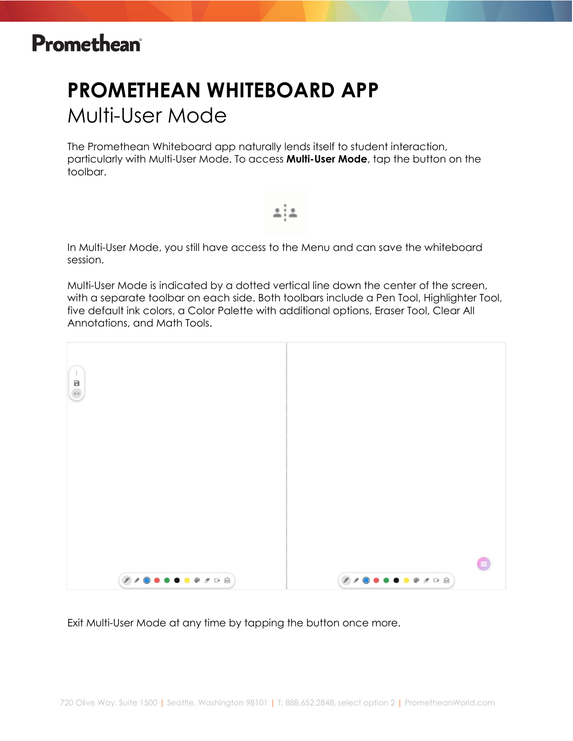# PROMETHEAN WHITEBOARD APP

## Multi-User Mode

The Promethean Whiteboard app naturally lends itself to student interaction, particularly with Multi-User Mode. To access **Multi-User Mode**, tap the button on the toolbar.

In Multi-User Mode, you still have access to the Menu and can save the whiteboard session.

Multi-User Mode is indicated by a dotted vertical line down the center of the screen, with a separate toolbar on each side. Both toolbars include a Pen Tool, Highlighter Tool, five default ink colors, a Color Palette with additional options, Eraser Tool, Clear All Annotations, and Math Tools.

Exit Multi-User Mode at any time by tapping the button once more.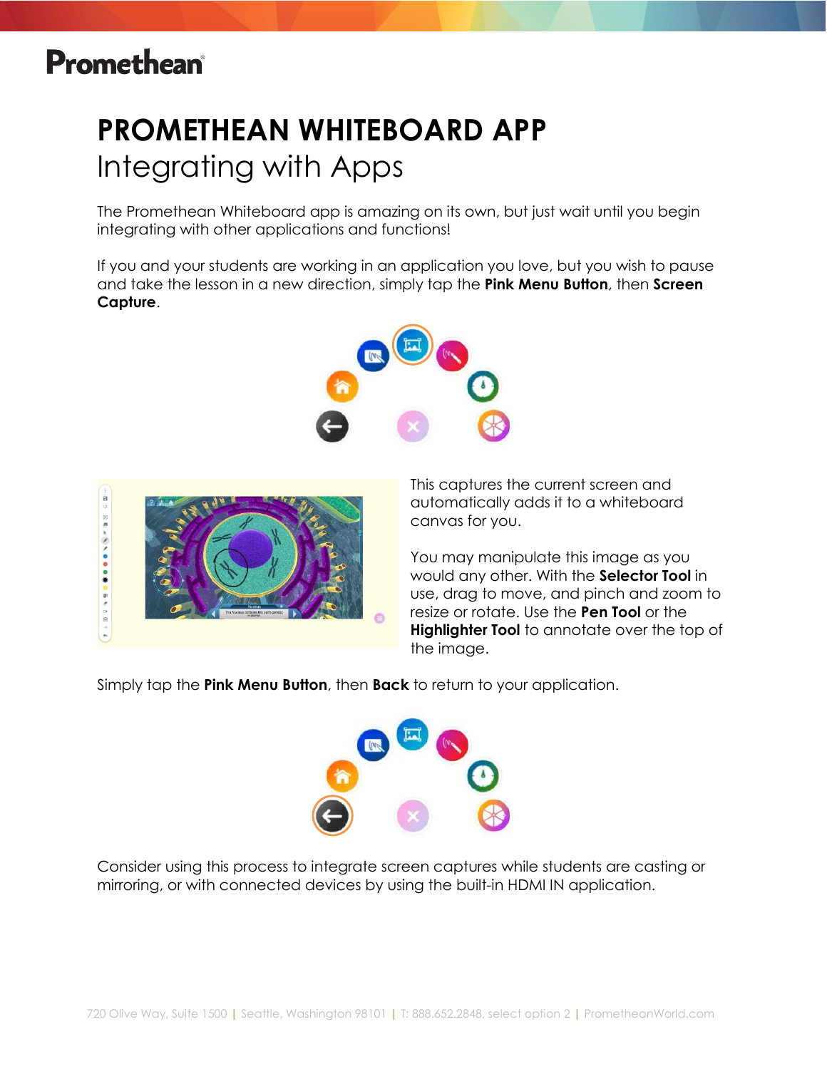# PROMETHEAN WHITEBOARD APP

## Integrating with Apps

The Promethean Whiteboard app is amazing on its own, but just wait until you begin integrating with other applications and functions!

If you and your students are working in an application you love, but you wish to pause and take the lesson in a new direction, simply tap the **Pink Menu Button**, then **Screen Capture**.

This captures the current screen and automatically adds it to a whiteboard canvas for you.

You may manipulate this image as you would any other. With the **Selector Tool** in use, drag to move, and pinch and zoom to resize or rotate. Use the **Pen Tool** or the **Highlighter Tool** to annotate over the top of the image.

Simply tap the **Pink Menu Button**, then **Back** to return to your application.

Consider using this process to integrate screen captures while students are casting or mirroring, or with connected devices by using the built-in HDMI IN application.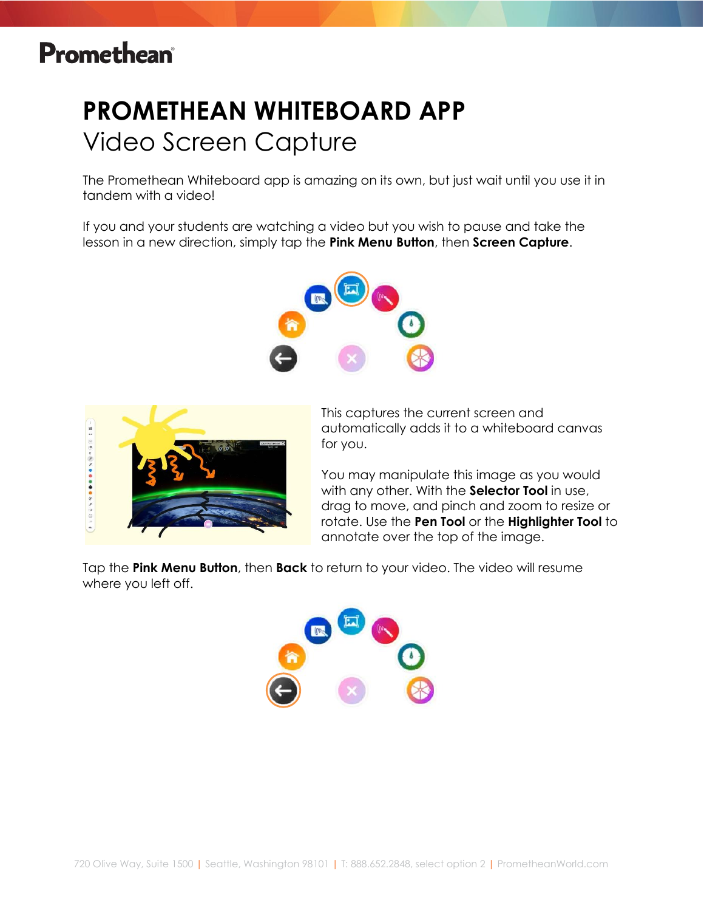# PROMETHEAN WHITEBOARD APP

## Video Screen Capture

The Promethean Whiteboard app is amazing on its own, but just wait until you use it in tandem with a video!

If you and your students are watching a video but you wish to pause and take the lesson in a new direction, simply tap the **Pink Menu Button**, then **Screen Capture**.

This captures the current screen and automatically adds it to a whiteboard canvas for you.

You may manipulate this image as you would with any other. With the **Selector Tool** in use, drag to move, and pinch and zoom to resize or rotate. Use the **Pen Tool** or the **Highlighter Tool** to annotate over the top of the image.

Tap the **Pink Menu Button**, then **Back** to return to your video. The video will resume where you left off.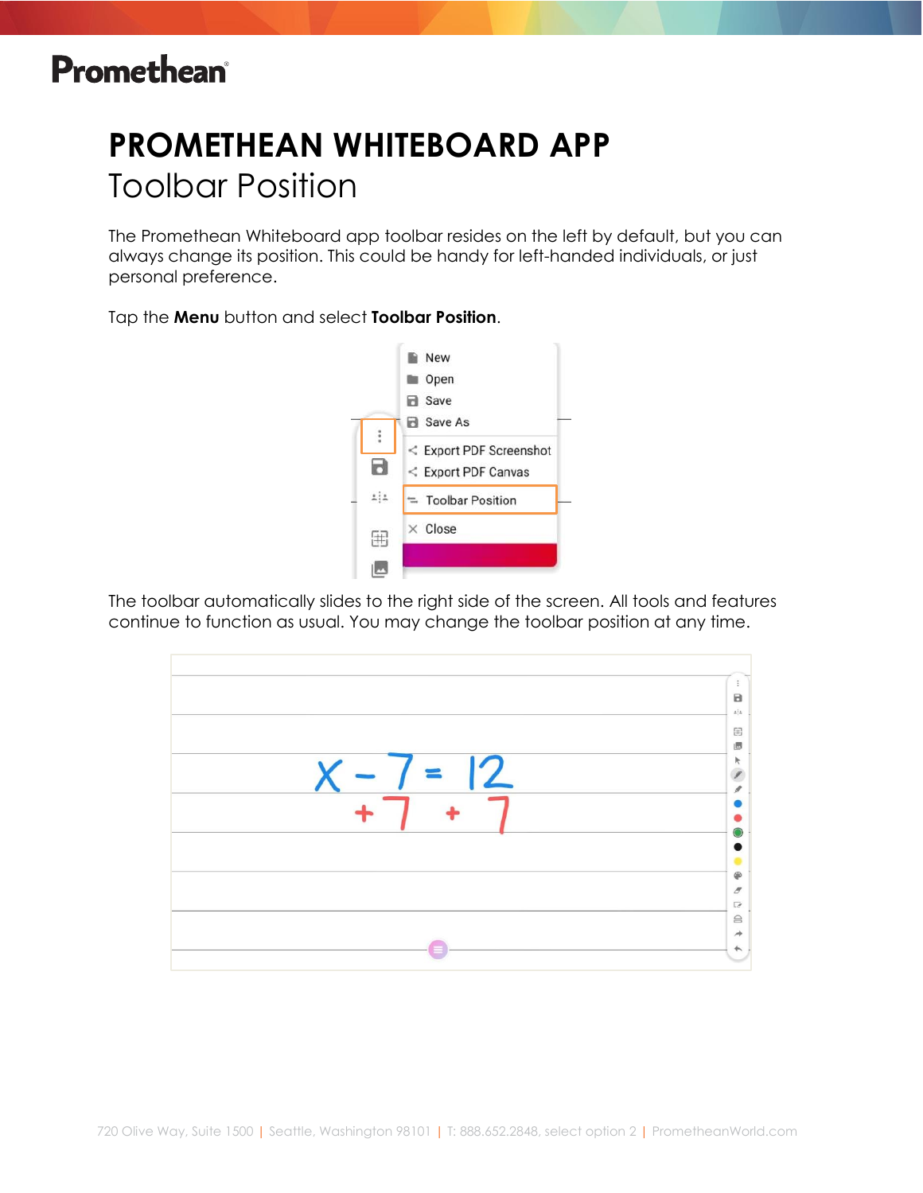# PROMETHEAN WHITEBOARD APP

## Toolbar Position

The Promethean Whiteboard app toolbar resides on the left by default, but you can always change its position. This could be handy for left-handed individuals, or just personal preference.

Tap the **Menu** button and select **Toolbar Position**.

The toolbar automatically slides to the right side of the screen. All tools and features continue to function as usual. You may change the toolbar position at any time.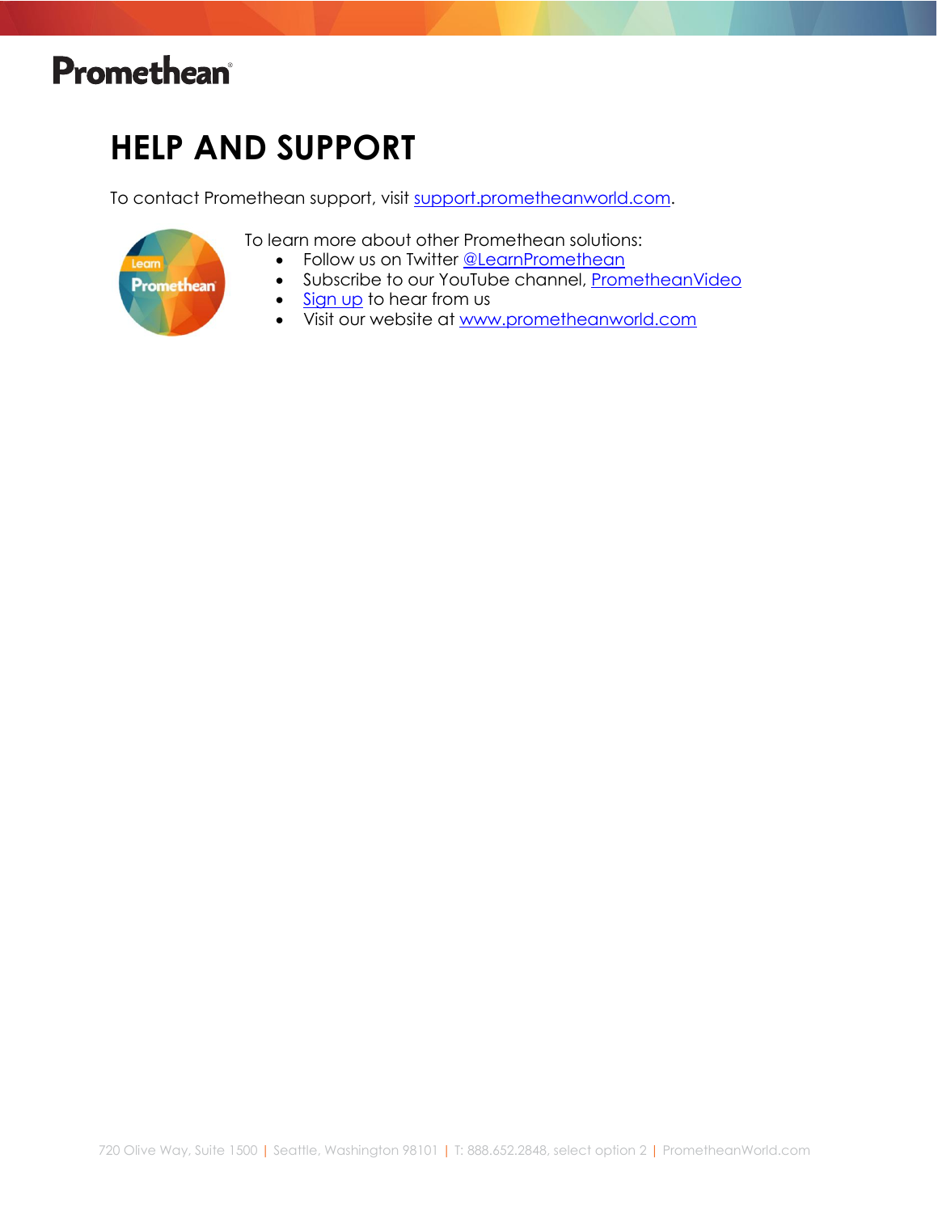# HELP AND SUPPORT

To contact Promethean support, visit support.prometheanworld.com.

To learn more about other Promethean solutions:

- Follow us on Twitter @LearnPromethean
- Subscribe to our YouTube channel, PrometheanVideo
- Sign up to hear from us
- Visit our website at www.prometheanworld.com